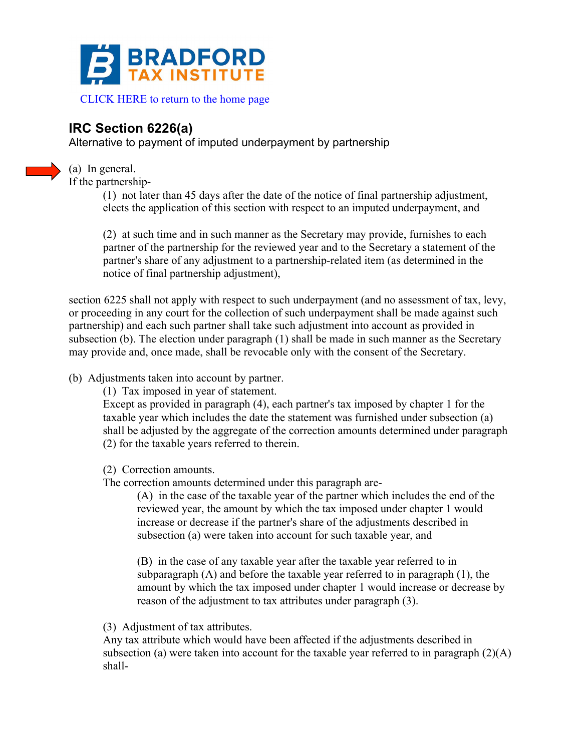# BRADFORD TAX INSTITUTE

CLICK HERE to return to the home page

## IRC Section 6226(a)

Alternative to payment of imputed underpayment by partnership

(a) In general.

If the partnership-

> (1) not later than 45 days after the date of the notice of final partnership adjustment, elects the application of this section with respect to an imputed underpayment, and
>
> (2) at such time and in such manner as the Secretary may provide, furnishes to each partner of the partnership for the reviewed year and to the Secretary a statement of the partner's share of any adjustment to a partnership-related item (as determined in the notice of final partnership adjustment),

section 6225 shall not apply with respect to such underpayment (and no assessment of tax, levy, or proceeding in any court for the collection of such underpayment shall be made against such partnership) and each such partner shall take such adjustment into account as provided in subsection (b). The election under paragraph (1) shall be made in such manner as the Secretary may provide and, once made, shall be revocable only with the consent of the Secretary.

(b) Adjustments taken into account by partner.

> (1) Tax imposed in year of statement.
>
> Except as provided in paragraph (4), each partner's tax imposed by chapter 1 for the taxable year which includes the date the statement was furnished under subsection (a) shall be adjusted by the aggregate of the correction amounts determined under paragraph (2) for the taxable years referred to therein.
>
> (2) Correction amounts.
>
> The correction amounts determined under this paragraph are-
>
> > (A) in the case of the taxable year of the partner which includes the end of the reviewed year, the amount by which the tax imposed under chapter 1 would increase or decrease if the partner's share of the adjustments described in subsection (a) were taken into account for such taxable year, and
> >
> > (B) in the case of any taxable year after the taxable year referred to in subparagraph (A) and before the taxable year referred to in paragraph (1), the amount by which the tax imposed under chapter 1 would increase or decrease by reason of the adjustment to tax attributes under paragraph (3).
>
> (3) Adjustment of tax attributes.
>
> Any tax attribute which would have been affected if the adjustments described in subsection (a) were taken into account for the taxable year referred to in paragraph (2)(A) shall-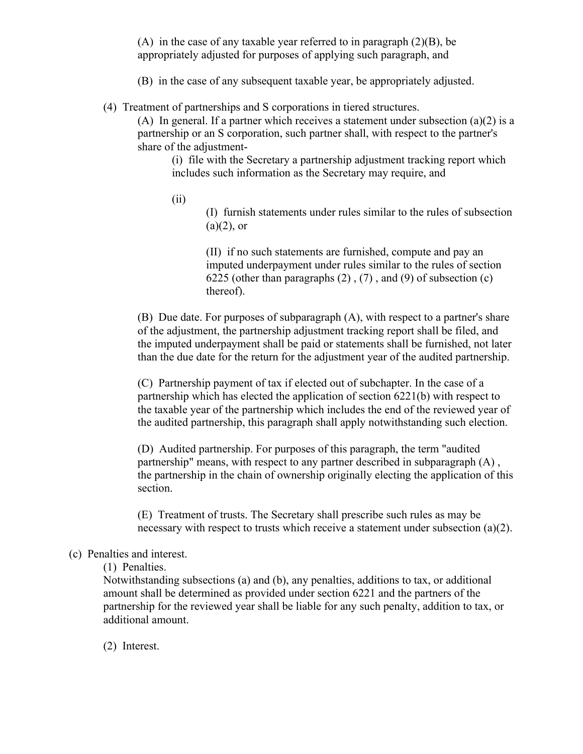(A) in the case of any taxable year referred to in paragraph (2)(B), be appropriately adjusted for purposes of applying such paragraph, and

(B) in the case of any subsequent taxable year, be appropriately adjusted.

(4) Treatment of partnerships and S corporations in tiered structures.

(A) In general. If a partner which receives a statement under subsection (a)(2) is a partnership or an S corporation, such partner shall, with respect to the partner's share of the adjustment-

(i) file with the Secretary a partnership adjustment tracking report which includes such information as the Secretary may require, and

(ii)

(I) furnish statements under rules similar to the rules of subsection (a)(2), or

(II) if no such statements are furnished, compute and pay an imputed underpayment under rules similar to the rules of section 6225 (other than paragraphs (2) , (7) , and (9) of subsection (c) thereof).

(B) Due date. For purposes of subparagraph (A), with respect to a partner's share of the adjustment, the partnership adjustment tracking report shall be filed, and the imputed underpayment shall be paid or statements shall be furnished, not later than the due date for the return for the adjustment year of the audited partnership.

(C) Partnership payment of tax if elected out of subchapter. In the case of a partnership which has elected the application of section 6221(b) with respect to the taxable year of the partnership which includes the end of the reviewed year of the audited partnership, this paragraph shall apply notwithstanding such election.

(D) Audited partnership. For purposes of this paragraph, the term "audited partnership" means, with respect to any partner described in subparagraph (A) , the partnership in the chain of ownership originally electing the application of this section.

(E) Treatment of trusts. The Secretary shall prescribe such rules as may be necessary with respect to trusts which receive a statement under subsection (a)(2).

(c) Penalties and interest.

(1) Penalties.

Notwithstanding subsections (a) and (b), any penalties, additions to tax, or additional amount shall be determined as provided under section 6221 and the partners of the partnership for the reviewed year shall be liable for any such penalty, addition to tax, or additional amount.

(2) Interest.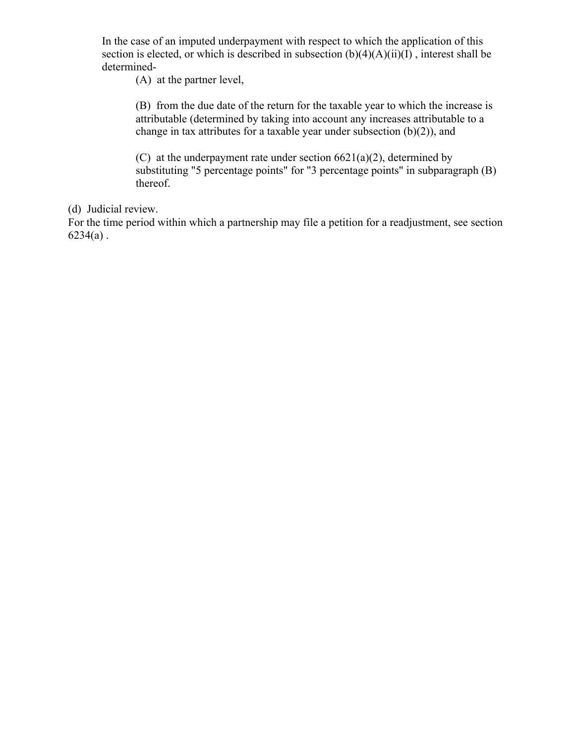In the case of an imputed underpayment with respect to which the application of this section is elected, or which is described in subsection (b)(4)(A)(ii)(I) , interest shall be determined-

(A) at the partner level,

(B) from the due date of the return for the taxable year to which the increase is attributable (determined by taking into account any increases attributable to a change in tax attributes for a taxable year under subsection (b)(2)), and

(C) at the underpayment rate under section 6621(a)(2), determined by substituting "5 percentage points" for "3 percentage points" in subparagraph (B) thereof.

(d) Judicial review.

For the time period within which a partnership may file a petition for a readjustment, see section 6234(a) .